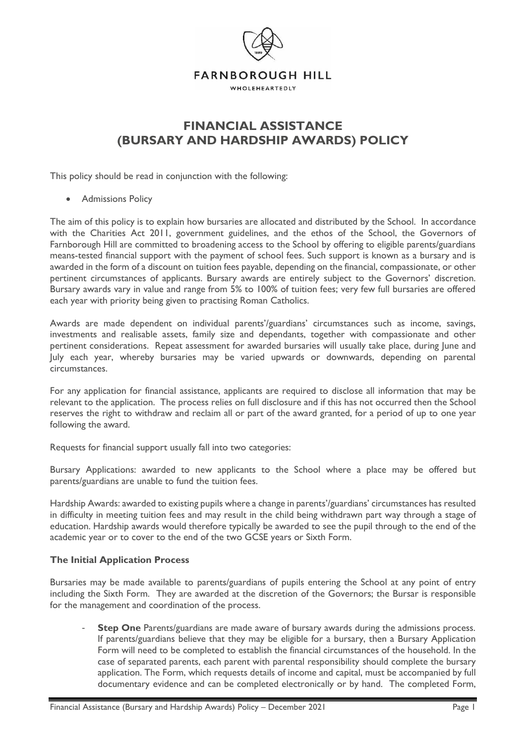FARNBOROUGH HILL

WHOLEHEARTEDLY

# FINANCIAL ASSISTANCE (BURSARY AND HARDSHIP AWARDS) POLICY

This policy should be read in conjunction with the following:

- Admissions Policy

The aim of this policy is to explain how bursaries are allocated and distributed by the School. In accordance with the Charities Act 2011, government guidelines, and the ethos of the School, the Governors of Farnborough Hill are committed to broadening access to the School by offering to eligible parents/guardians means-tested financial support with the payment of school fees. Such support is known as a bursary and is awarded in the form of a discount on tuition fees payable, depending on the financial, compassionate, or other pertinent circumstances of applicants. Bursary awards are entirely subject to the Governors' discretion. Bursary awards vary in value and range from 5% to 100% of tuition fees; very few full bursaries are offered each year with priority being given to practising Roman Catholics.

Awards are made dependent on individual parents'/guardians' circumstances such as income, savings, investments and realisable assets, family size and dependants, together with compassionate and other pertinent considerations. Repeat assessment for awarded bursaries will usually take place, during June and July each year, whereby bursaries may be varied upwards or downwards, depending on parental circumstances.

For any application for financial assistance, applicants are required to disclose all information that may be relevant to the application. The process relies on full disclosure and if this has not occurred then the School reserves the right to withdraw and reclaim all or part of the award granted, for a period of up to one year following the award.

Requests for financial support usually fall into two categories:

Bursary Applications: awarded to new applicants to the School where a place may be offered but parents/guardians are unable to fund the tuition fees.

Hardship Awards: awarded to existing pupils where a change in parents'/guardians' circumstances has resulted in difficulty in meeting tuition fees and may result in the child being withdrawn part way through a stage of education. Hardship awards would therefore typically be awarded to see the pupil through to the end of the academic year or to cover to the end of the two GCSE years or Sixth Form.

### The Initial Application Process

Bursaries may be made available to parents/guardians of pupils entering the School at any point of entry including the Sixth Form. They are awarded at the discretion of the Governors; the Bursar is responsible for the management and coordination of the process.

- **Step One** Parents/guardians are made aware of bursary awards during the admissions process. If parents/guardians believe that they may be eligible for a bursary, then a Bursary Application Form will need to be completed to establish the financial circumstances of the household. In the case of separated parents, each parent with parental responsibility should complete the bursary application. The Form, which requests details of income and capital, must be accompanied by full documentary evidence and can be completed electronically or by hand. The completed Form,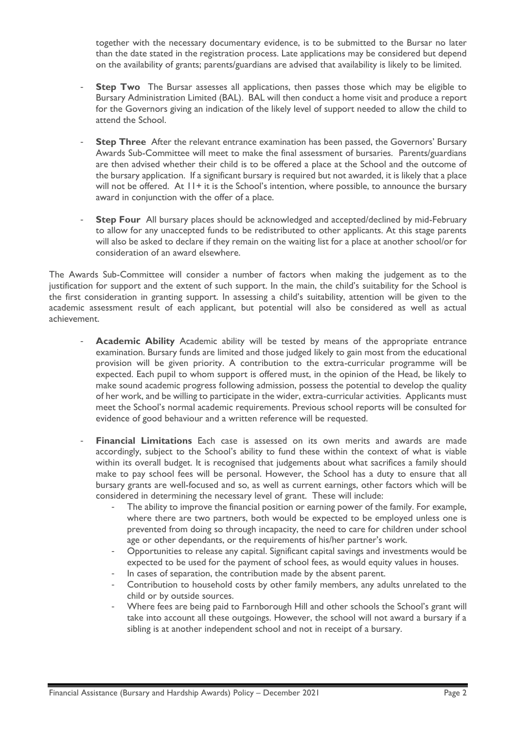together with the necessary documentary evidence, is to be submitted to the Bursar no later than the date stated in the registration process. Late applications may be considered but depend on the availability of grants; parents/guardians are advised that availability is likely to be limited.

- **Step Two** The Bursar assesses all applications, then passes those which may be eligible to Bursary Administration Limited (BAL). BAL will then conduct a home visit and produce a report for the Governors giving an indication of the likely level of support needed to allow the child to attend the School.

- **Step Three** After the relevant entrance examination has been passed, the Governors' Bursary Awards Sub-Committee will meet to make the final assessment of bursaries. Parents/guardians are then advised whether their child is to be offered a place at the School and the outcome of the bursary application. If a significant bursary is required but not awarded, it is likely that a place will not be offered. At 11+ it is the School's intention, where possible, to announce the bursary award in conjunction with the offer of a place.

- **Step Four** All bursary places should be acknowledged and accepted/declined by mid-February to allow for any unaccepted funds to be redistributed to other applicants. At this stage parents will also be asked to declare if they remain on the waiting list for a place at another school/or for consideration of an award elsewhere.

The Awards Sub-Committee will consider a number of factors when making the judgement as to the justification for support and the extent of such support. In the main, the child's suitability for the School is the first consideration in granting support. In assessing a child's suitability, attention will be given to the academic assessment result of each applicant, but potential will also be considered as well as actual achievement.

- **Academic Ability** Academic ability will be tested by means of the appropriate entrance examination. Bursary funds are limited and those judged likely to gain most from the educational provision will be given priority. A contribution to the extra-curricular programme will be expected. Each pupil to whom support is offered must, in the opinion of the Head, be likely to make sound academic progress following admission, possess the potential to develop the quality of her work, and be willing to participate in the wider, extra-curricular activities. Applicants must meet the School's normal academic requirements. Previous school reports will be consulted for evidence of good behaviour and a written reference will be requested.

- **Financial Limitations** Each case is assessed on its own merits and awards are made accordingly, subject to the School's ability to fund these within the context of what is viable within its overall budget. It is recognised that judgements about what sacrifices a family should make to pay school fees will be personal. However, the School has a duty to ensure that all bursary grants are well-focused and so, as well as current earnings, other factors which will be considered in determining the necessary level of grant. These will include:
    - The ability to improve the financial position or earning power of the family. For example, where there are two partners, both would be expected to be employed unless one is prevented from doing so through incapacity, the need to care for children under school age or other dependants, or the requirements of his/her partner's work.
    - Opportunities to release any capital. Significant capital savings and investments would be expected to be used for the payment of school fees, as would equity values in houses.
    - In cases of separation, the contribution made by the absent parent.
    - Contribution to household costs by other family members, any adults unrelated to the child or by outside sources.
    - Where fees are being paid to Farnborough Hill and other schools the School's grant will take into account all these outgoings. However, the school will not award a bursary if a sibling is at another independent school and not in receipt of a bursary.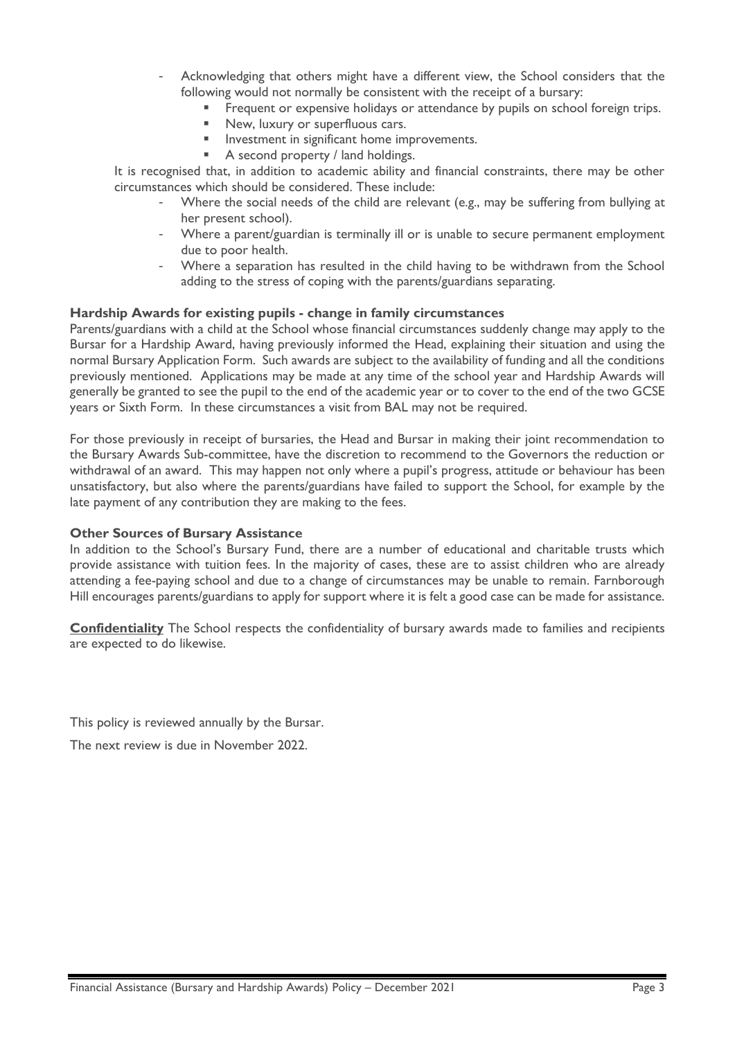- Acknowledging that others might have a different view, the School considers that the following would not normally be consistent with the receipt of a bursary:
  - Frequent or expensive holidays or attendance by pupils on school foreign trips.
  - New, luxury or superfluous cars.
  - Investment in significant home improvements.
  - A second property / land holdings.

It is recognised that, in addition to academic ability and financial constraints, there may be other circumstances which should be considered. These include:

- Where the social needs of the child are relevant (e.g., may be suffering from bullying at her present school).
- Where a parent/guardian is terminally ill or is unable to secure permanent employment due to poor health.
- Where a separation has resulted in the child having to be withdrawn from the School adding to the stress of coping with the parents/guardians separating.

**Hardship Awards for existing pupils - change in family circumstances**

Parents/guardians with a child at the School whose financial circumstances suddenly change may apply to the Bursar for a Hardship Award, having previously informed the Head, explaining their situation and using the normal Bursary Application Form. Such awards are subject to the availability of funding and all the conditions previously mentioned. Applications may be made at any time of the school year and Hardship Awards will generally be granted to see the pupil to the end of the academic year or to cover to the end of the two GCSE years or Sixth Form. In these circumstances a visit from BAL may not be required.

For those previously in receipt of bursaries, the Head and Bursar in making their joint recommendation to the Bursary Awards Sub-committee, have the discretion to recommend to the Governors the reduction or withdrawal of an award. This may happen not only where a pupil's progress, attitude or behaviour has been unsatisfactory, but also where the parents/guardians have failed to support the School, for example by the late payment of any contribution they are making to the fees.

**Other Sources of Bursary Assistance**

In addition to the School's Bursary Fund, there are a number of educational and charitable trusts which provide assistance with tuition fees. In the majority of cases, these are to assist children who are already attending a fee-paying school and due to a change of circumstances may be unable to remain. Farnborough Hill encourages parents/guardians to apply for support where it is felt a good case can be made for assistance.

**Confidentiality** The School respects the confidentiality of bursary awards made to families and recipients are expected to do likewise.

This policy is reviewed annually by the Bursar.

The next review is due in November 2022.